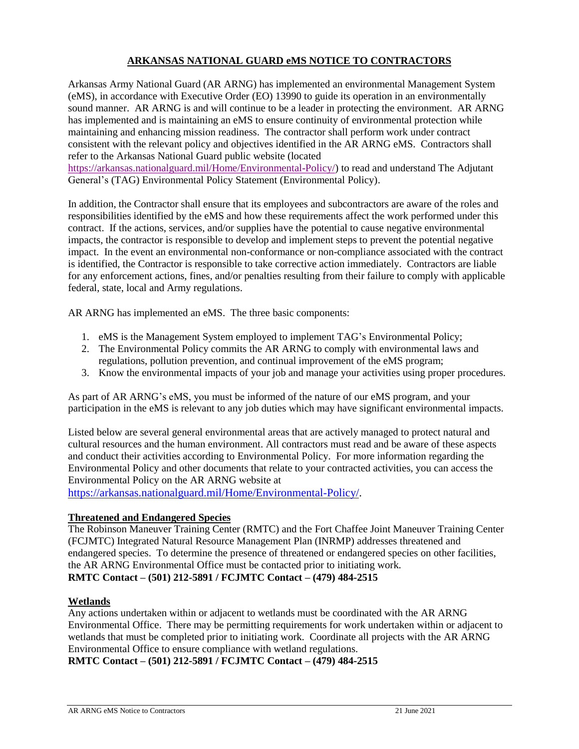# ARKANSAS NATIONAL GUARD eMS NOTICE TO CONTRACTORS

Arkansas Army National Guard (AR ARNG) has implemented an environmental Management System (eMS), in accordance with Executive Order (EO) 13990 to guide its operation in an environmentally sound manner. AR ARNG is and will continue to be a leader in protecting the environment. AR ARNG has implemented and is maintaining an eMS to ensure continuity of environmental protection while maintaining and enhancing mission readiness. The contractor shall perform work under contract consistent with the relevant policy and objectives identified in the AR ARNG eMS. Contractors shall refer to the Arkansas National Guard public website (located https://arkansas.nationalguard.mil/Home/Environmental-Policy/) to read and understand The Adjutant General's (TAG) Environmental Policy Statement (Environmental Policy).

In addition, the Contractor shall ensure that its employees and subcontractors are aware of the roles and responsibilities identified by the eMS and how these requirements affect the work performed under this contract. If the actions, services, and/or supplies have the potential to cause negative environmental impacts, the contractor is responsible to develop and implement steps to prevent the potential negative impact. In the event an environmental non-conformance or non-compliance associated with the contract is identified, the Contractor is responsible to take corrective action immediately. Contractors are liable for any enforcement actions, fines, and/or penalties resulting from their failure to comply with applicable federal, state, local and Army regulations.

AR ARNG has implemented an eMS. The three basic components:

1. eMS is the Management System employed to implement TAG's Environmental Policy;
2. The Environmental Policy commits the AR ARNG to comply with environmental laws and regulations, pollution prevention, and continual improvement of the eMS program;
3. Know the environmental impacts of your job and manage your activities using proper procedures.

As part of AR ARNG's eMS, you must be informed of the nature of our eMS program, and your participation in the eMS is relevant to any job duties which may have significant environmental impacts.

Listed below are several general environmental areas that are actively managed to protect natural and cultural resources and the human environment. All contractors must read and be aware of these aspects and conduct their activities according to Environmental Policy. For more information regarding the Environmental Policy and other documents that relate to your contracted activities, you can access the Environmental Policy on the AR ARNG website at https://arkansas.nationalguard.mil/Home/Environmental-Policy/.

## Threatened and Endangered Species

The Robinson Maneuver Training Center (RMTC) and the Fort Chaffee Joint Maneuver Training Center (FCJMTC) Integrated Natural Resource Management Plan (INRMP) addresses threatened and endangered species. To determine the presence of threatened or endangered species on other facilities, the AR ARNG Environmental Office must be contacted prior to initiating work.

**RMTC Contact – (501) 212-5891 / FCJMTC Contact – (479) 484-2515**

## Wetlands

Any actions undertaken within or adjacent to wetlands must be coordinated with the AR ARNG Environmental Office. There may be permitting requirements for work undertaken within or adjacent to wetlands that must be completed prior to initiating work. Coordinate all projects with the AR ARNG Environmental Office to ensure compliance with wetland regulations.

**RMTC Contact – (501) 212-5891 / FCJMTC Contact – (479) 484-2515**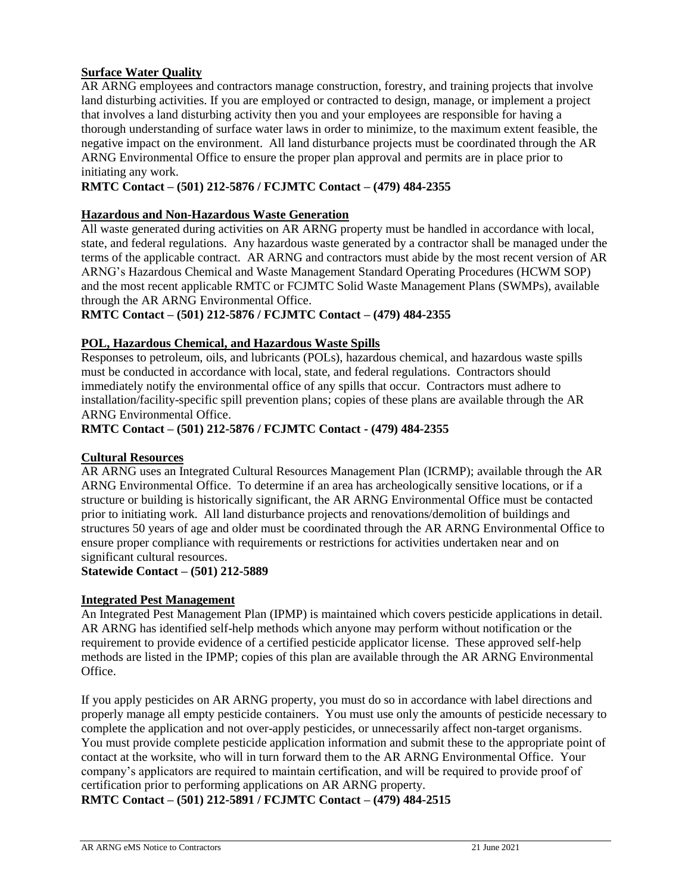**Surface Water Quality**

AR ARNG employees and contractors manage construction, forestry, and training projects that involve land disturbing activities. If you are employed or contracted to design, manage, or implement a project that involves a land disturbing activity then you and your employees are responsible for having a thorough understanding of surface water laws in order to minimize, to the maximum extent feasible, the negative impact on the environment. All land disturbance projects must be coordinated through the AR ARNG Environmental Office to ensure the proper plan approval and permits are in place prior to initiating any work.

**RMTC Contact – (501) 212-5876 / FCJMTC Contact – (479) 484-2355**

**Hazardous and Non-Hazardous Waste Generation**

All waste generated during activities on AR ARNG property must be handled in accordance with local, state, and federal regulations. Any hazardous waste generated by a contractor shall be managed under the terms of the applicable contract. AR ARNG and contractors must abide by the most recent version of AR ARNG's Hazardous Chemical and Waste Management Standard Operating Procedures (HCWM SOP) and the most recent applicable RMTC or FCJMTC Solid Waste Management Plans (SWMPs), available through the AR ARNG Environmental Office.

**RMTC Contact – (501) 212-5876 / FCJMTC Contact – (479) 484-2355**

**POL, Hazardous Chemical, and Hazardous Waste Spills**

Responses to petroleum, oils, and lubricants (POLs), hazardous chemical, and hazardous waste spills must be conducted in accordance with local, state, and federal regulations. Contractors should immediately notify the environmental office of any spills that occur. Contractors must adhere to installation/facility-specific spill prevention plans; copies of these plans are available through the AR ARNG Environmental Office.

**RMTC Contact – (501) 212-5876 / FCJMTC Contact - (479) 484-2355**

**Cultural Resources**

AR ARNG uses an Integrated Cultural Resources Management Plan (ICRMP); available through the AR ARNG Environmental Office. To determine if an area has archeologically sensitive locations, or if a structure or building is historically significant, the AR ARNG Environmental Office must be contacted prior to initiating work. All land disturbance projects and renovations/demolition of buildings and structures 50 years of age and older must be coordinated through the AR ARNG Environmental Office to ensure proper compliance with requirements or restrictions for activities undertaken near and on significant cultural resources.

**Statewide Contact – (501) 212-5889**

**Integrated Pest Management**

An Integrated Pest Management Plan (IPMP) is maintained which covers pesticide applications in detail. AR ARNG has identified self-help methods which anyone may perform without notification or the requirement to provide evidence of a certified pesticide applicator license. These approved self-help methods are listed in the IPMP; copies of this plan are available through the AR ARNG Environmental Office.

If you apply pesticides on AR ARNG property, you must do so in accordance with label directions and properly manage all empty pesticide containers. You must use only the amounts of pesticide necessary to complete the application and not over-apply pesticides, or unnecessarily affect non-target organisms. You must provide complete pesticide application information and submit these to the appropriate point of contact at the worksite, who will in turn forward them to the AR ARNG Environmental Office. Your company's applicators are required to maintain certification, and will be required to provide proof of certification prior to performing applications on AR ARNG property.

**RMTC Contact – (501) 212-5891 / FCJMTC Contact – (479) 484-2515**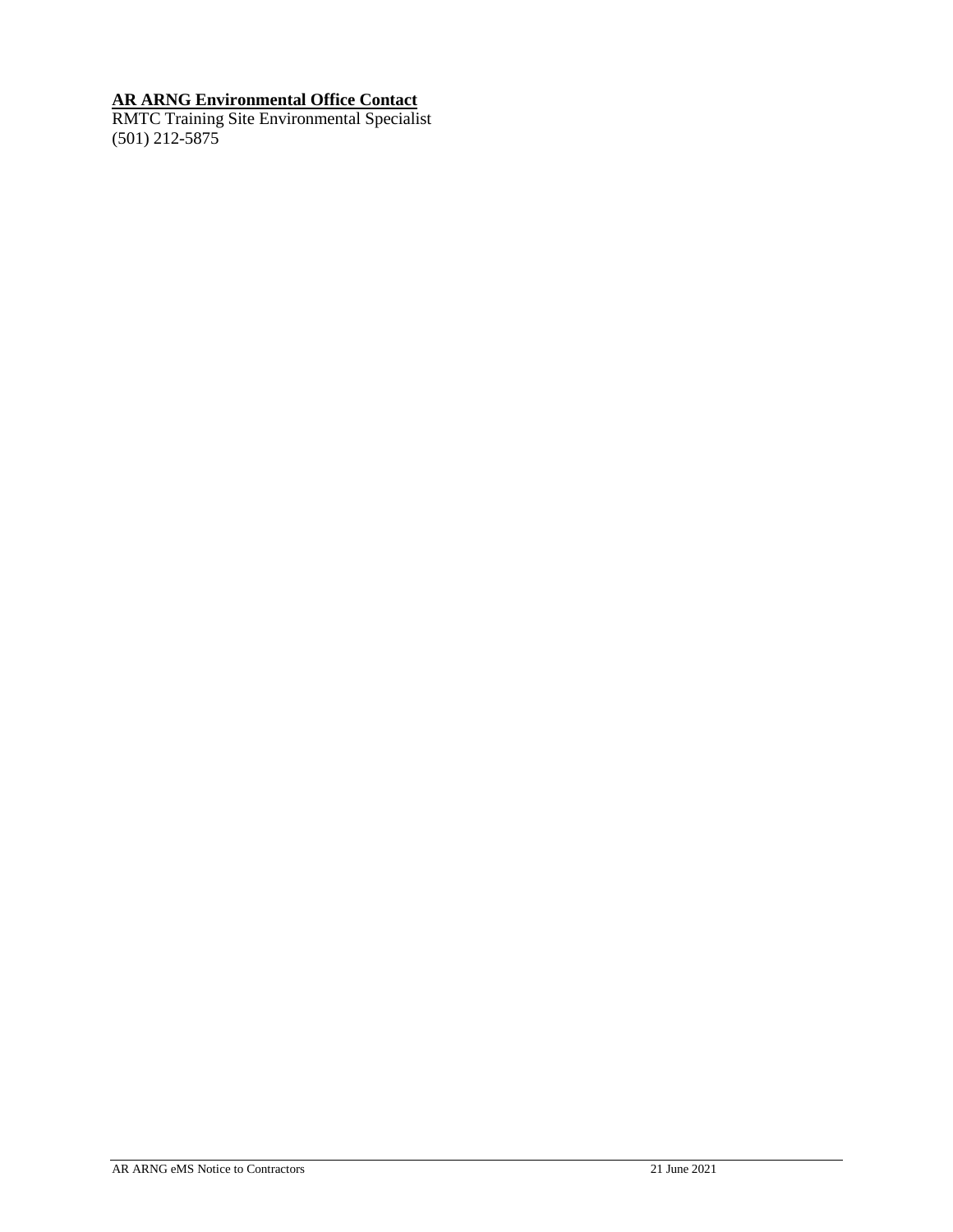**AR ARNG Environmental Office Contact**

RMTC Training Site Environmental Specialist
(501) 212-5875